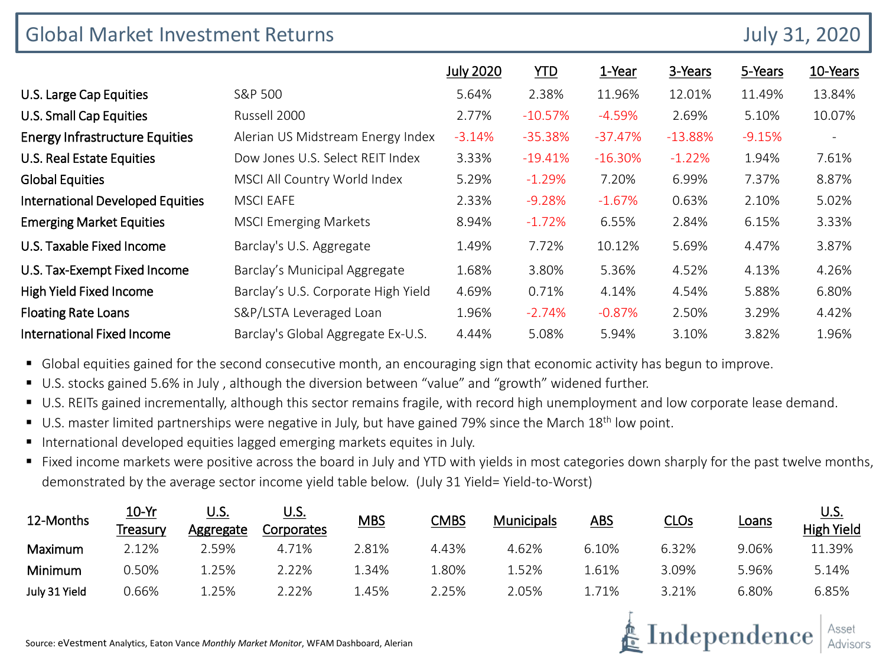# Global Market Investment Returns

July 31, 2020

| | | July 2020 | YTD | 1-Year | 3-Years | 5-Years | 10-Years |
|---|---|---|---|---|---|---|---|
| U.S. Large Cap Equities | S&P 500 | 5.64% | 2.38% | 11.96% | 12.01% | 11.49% | 13.84% |
| U.S. Small Cap Equities | Russell 2000 | 2.77% | -10.57% | -4.59% | 2.69% | 5.10% | 10.07% |
| Energy Infrastructure Equities | Alerian US Midstream Energy Index | -3.14% | -35.38% | -37.47% | -13.88% | -9.15% | - |
| U.S. Real Estate Equities | Dow Jones U.S. Select REIT Index | 3.33% | -19.41% | -16.30% | -1.22% | 1.94% | 7.61% |
| Global Equities | MSCI All Country World Index | 5.29% | -1.29% | 7.20% | 6.99% | 7.37% | 8.87% |
| International Developed Equities | MSCI EAFE | 2.33% | -9.28% | -1.67% | 0.63% | 2.10% | 5.02% |
| Emerging Market Equities | MSCI Emerging Markets | 8.94% | -1.72% | 6.55% | 2.84% | 6.15% | 3.33% |
| U.S. Taxable Fixed Income | Barclay's U.S. Aggregate | 1.49% | 7.72% | 10.12% | 5.69% | 4.47% | 3.87% |
| U.S. Tax-Exempt Fixed Income | Barclay's Municipal Aggregate | 1.68% | 3.80% | 5.36% | 4.52% | 4.13% | 4.26% |
| High Yield Fixed Income | Barclay's U.S. Corporate High Yield | 4.69% | 0.71% | 4.14% | 4.54% | 5.88% | 6.80% |
| Floating Rate Loans | S&P/LSTA Leveraged Loan | 1.96% | -2.74% | -0.87% | 2.50% | 3.29% | 4.42% |
| International Fixed Income | Barclay's Global Aggregate Ex-U.S. | 4.44% | 5.08% | 5.94% | 3.10% | 3.82% | 1.96% |

- Global equities gained for the second consecutive month, an encouraging sign that economic activity has begun to improve.
- U.S. stocks gained 5.6% in July , although the diversion between "value" and "growth" widened further.
- U.S. REITs gained incrementally, although this sector remains fragile, with record high unemployment and low corporate lease demand.
- U.S. master limited partnerships were negative in July, but have gained 79% since the March 18th low point.
- International developed equities lagged emerging markets equites in July.
- Fixed income markets were positive across the board in July and YTD with yields in most categories down sharply for the past twelve months, demonstrated by the average sector income yield table below. (July 31 Yield= Yield-to-Worst)

| 12-Months | 10-Yr Treasury | U.S. Aggregate | U.S. Corporates | MBS | CMBS | Municipals | ABS | CLOs | Loans | U.S. High Yield |
|---|---|---|---|---|---|---|---|---|---|---|
| Maximum | 2.12% | 2.59% | 4.71% | 2.81% | 4.43% | 4.62% | 6.10% | 6.32% | 9.06% | 11.39% |
| Minimum | 0.50% | 1.25% | 2.22% | 1.34% | 1.80% | 1.52% | 1.61% | 3.09% | 5.96% | 5.14% |
| July 31 Yield | 0.66% | 1.25% | 2.22% | 1.45% | 2.25% | 2.05% | 1.71% | 3.21% | 6.80% | 6.85% |

Source: eVestment Analytics, Eaton Vance *Monthly Market Monitor*, WFAM Dashboard, Alerian

Independence Asset Advisors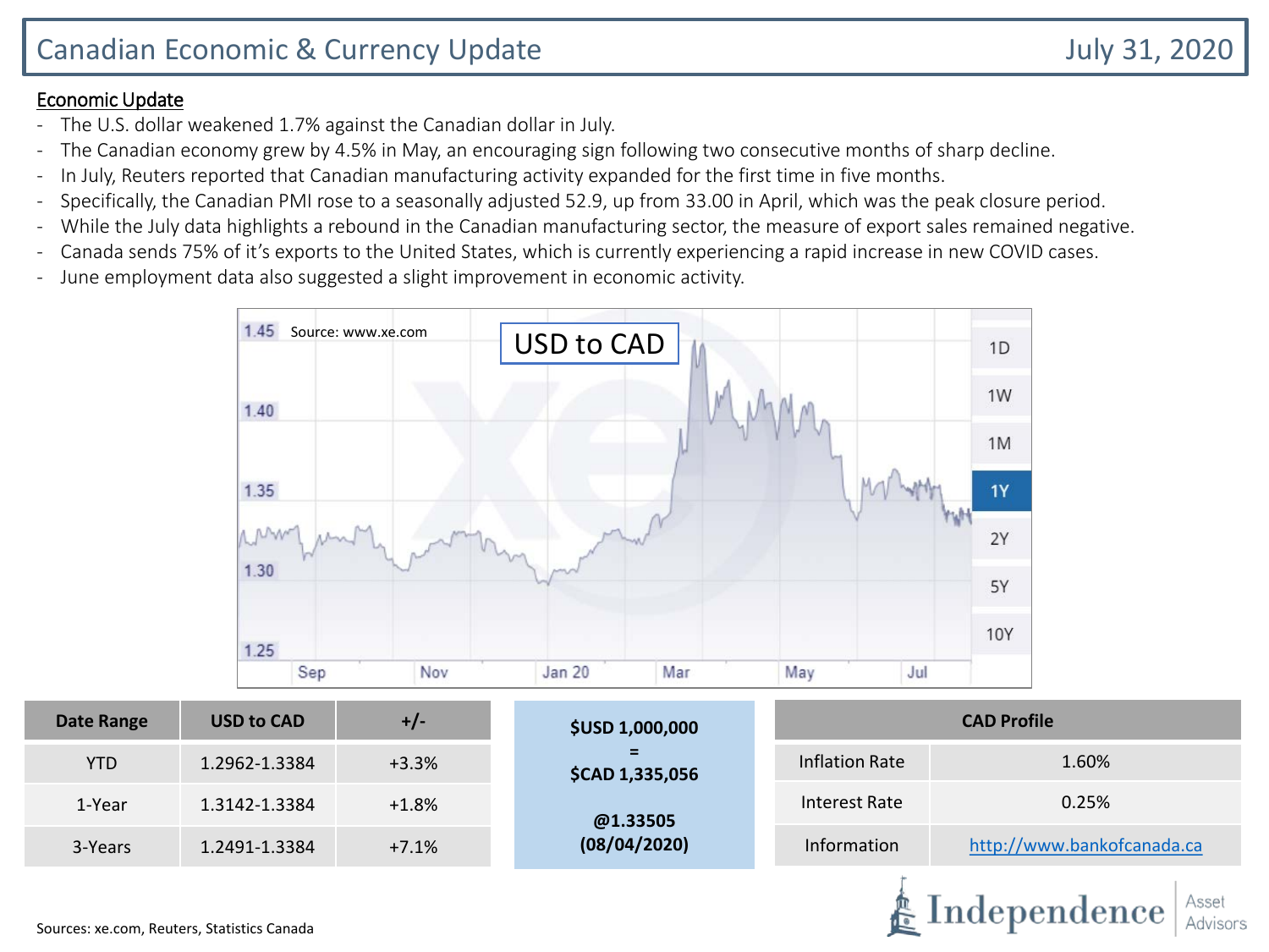# Canadian Economic & Currency Update

July 31, 2020

**Economic Update**

- The U.S. dollar weakened 1.7% against the Canadian dollar in July.
- The Canadian economy grew by 4.5% in May, an encouraging sign following two consecutive months of sharp decline.
- In July, Reuters reported that Canadian manufacturing activity expanded for the first time in five months.
- Specifically, the Canadian PMI rose to a seasonally adjusted 52.9, up from 33.00 in April, which was the peak closure period.
- While the July data highlights a rebound in the Canadian manufacturing sector, the measure of export sales remained negative.
- Canada sends 75% of it's exports to the United States, which is currently experiencing a rapid increase in new COVID cases.
- June employment data also suggested a slight improvement in economic activity.

USD to CAD

Source: www.xe.com

| Date Range | USD to CAD | +/- |
|---|---|---|
| YTD | 1.2962-1.3384 | +3.3% |
| 1-Year | 1.3142-1.3384 | +1.8% |
| 3-Years | 1.2491-1.3384 | +7.1% |

**$USD 1,000,000**
**=**
**$CAD 1,335,056**

**@1.33505**
**(08/04/2020)**

| CAD Profile | |
|---|---|
| Inflation Rate | 1.60% |
| Interest Rate | 0.25% |
| Information | http://www.bankofcanada.ca |

Sources: xe.com, Reuters, Statistics Canada

Independence Asset Advisors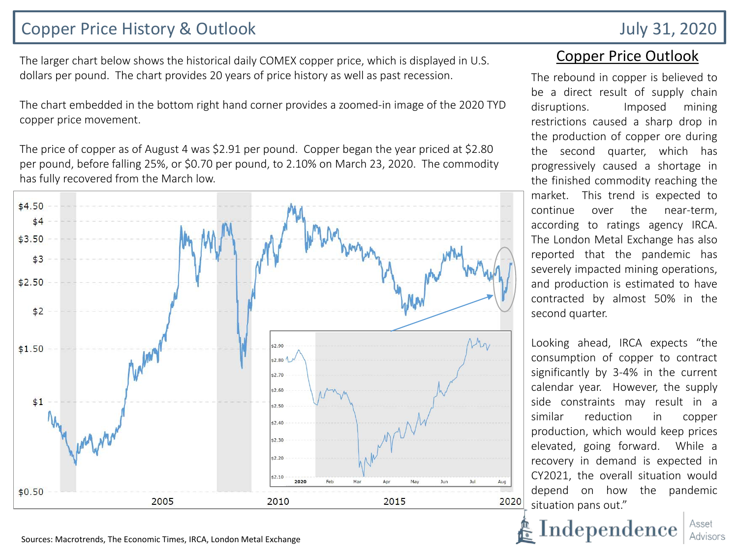# Copper Price History & Outlook

July 31, 2020

The larger chart below shows the historical daily COMEX copper price, which is displayed in U.S. dollars per pound. The chart provides 20 years of price history as well as past recession.

The chart embedded in the bottom right hand corner provides a zoomed-in image of the 2020 TYD copper price movement.

The price of copper as of August 4 was $2.91 per pound. Copper began the year priced at $2.80 per pound, before falling 25%, or $0.70 per pound, to 2.10% on March 23, 2020. The commodity has fully recovered from the March low.

## Copper Price Outlook

The rebound in copper is believed to be a direct result of supply chain disruptions. Imposed mining restrictions caused a sharp drop in the production of copper ore during the second quarter, which has progressively caused a shortage in the finished commodity reaching the market. This trend is expected to continue over the near-term, according to ratings agency IRCA. The London Metal Exchange has also reported that the pandemic has severely impacted mining operations, and production is estimated to have contracted by almost 50% in the second quarter.

Looking ahead, IRCA expects "the consumption of copper to contract significantly by 3-4% in the current calendar year. However, the supply side constraints may result in a similar reduction in copper production, which would keep prices elevated, going forward. While a recovery in demand is expected in CY2021, the overall situation would depend on how the pandemic situation pans out."

Sources: Macrotrends, The Economic Times, IRCA, London Metal Exchange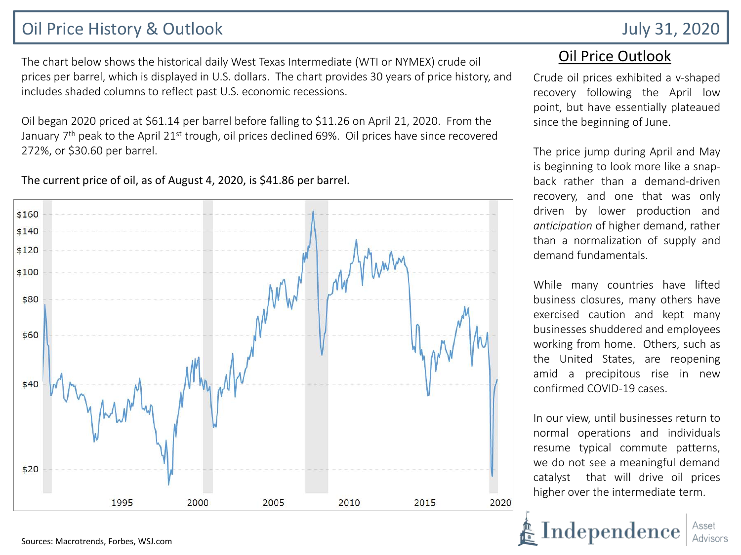# Oil Price History & Outlook

July 31, 2020

The chart below shows the historical daily West Texas Intermediate (WTI or NYMEX) crude oil prices per barrel, which is displayed in U.S. dollars. The chart provides 30 years of price history, and includes shaded columns to reflect past U.S. economic recessions.

Oil began 2020 priced at $61.14 per barrel before falling to $11.26 on April 21, 2020. From the January 7th peak to the April 21st trough, oil prices declined 69%. Oil prices have since recovered 272%, or $30.60 per barrel.

**The current price of oil, as of August 4, 2020, is $41.86 per barrel.**

$160
$140
$120
$100
$80
$60
$40
$20

1995
2000
2005
2010
2015
2020

## Oil Price Outlook

Crude oil prices exhibited a v-shaped recovery following the April low point, but have essentially plateaued since the beginning of June.

The price jump during April and May is beginning to look more like a snap-back rather than a demand-driven recovery, and one that was only driven by lower production and *anticipation* of higher demand, rather than a normalization of supply and demand fundamentals.

While many countries have lifted business closures, many others have exercised caution and kept many businesses shuddered and employees working from home. Others, such as the United States, are reopening amid a precipitous rise in new confirmed COVID-19 cases.

In our view, until businesses return to normal operations and individuals resume typical commute patterns, we do not see a meaningful demand catalyst that will drive oil prices higher over the intermediate term.

Sources: Macrotrends, Forbes, WSJ.com

Independence Asset Advisors